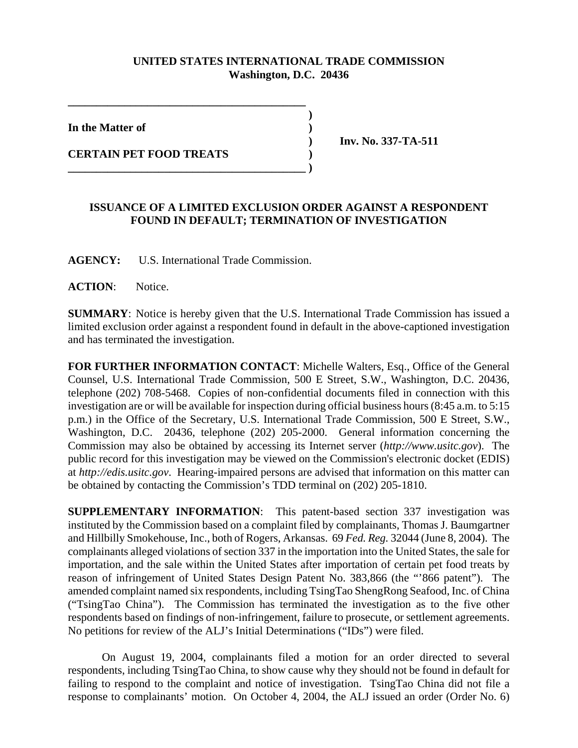**UNITED STATES INTERNATIONAL TRADE COMMISSION**
**Washington, D.C. 20436**

**In the Matter of**

**CERTAIN PET FOOD TREATS**

**Inv. No. 337-TA-511**

**ISSUANCE OF A LIMITED EXCLUSION ORDER AGAINST A RESPONDENT FOUND IN DEFAULT; TERMINATION OF INVESTIGATION**

**AGENCY:** U.S. International Trade Commission.

**ACTION**: Notice.

**SUMMARY**: Notice is hereby given that the U.S. International Trade Commission has issued a limited exclusion order against a respondent found in default in the above-captioned investigation and has terminated the investigation.

**FOR FURTHER INFORMATION CONTACT**: Michelle Walters, Esq., Office of the General Counsel, U.S. International Trade Commission, 500 E Street, S.W., Washington, D.C. 20436, telephone (202) 708-5468. Copies of non-confidential documents filed in connection with this investigation are or will be available for inspection during official business hours (8:45 a.m. to 5:15 p.m.) in the Office of the Secretary, U.S. International Trade Commission, 500 E Street, S.W., Washington, D.C. 20436, telephone (202) 205-2000. General information concerning the Commission may also be obtained by accessing its Internet server (*http://www.usitc.gov*). The public record for this investigation may be viewed on the Commission's electronic docket (EDIS) at *http://edis.usitc.gov*. Hearing-impaired persons are advised that information on this matter can be obtained by contacting the Commission's TDD terminal on (202) 205-1810.

**SUPPLEMENTARY INFORMATION**: This patent-based section 337 investigation was instituted by the Commission based on a complaint filed by complainants, Thomas J. Baumgartner and Hillbilly Smokehouse, Inc., both of Rogers, Arkansas. 69 *Fed. Reg.* 32044 (June 8, 2004). The complainants alleged violations of section 337 in the importation into the United States, the sale for importation, and the sale within the United States after importation of certain pet food treats by reason of infringement of United States Design Patent No. 383,866 (the "'866 patent"). The amended complaint named six respondents, including TsingTao ShengRong Seafood, Inc. of China ("TsingTao China"). The Commission has terminated the investigation as to the five other respondents based on findings of non-infringement, failure to prosecute, or settlement agreements. No petitions for review of the ALJ's Initial Determinations ("IDs") were filed.

On August 19, 2004, complainants filed a motion for an order directed to several respondents, including TsingTao China, to show cause why they should not be found in default for failing to respond to the complaint and notice of investigation. TsingTao China did not file a response to complainants' motion. On October 4, 2004, the ALJ issued an order (Order No. 6)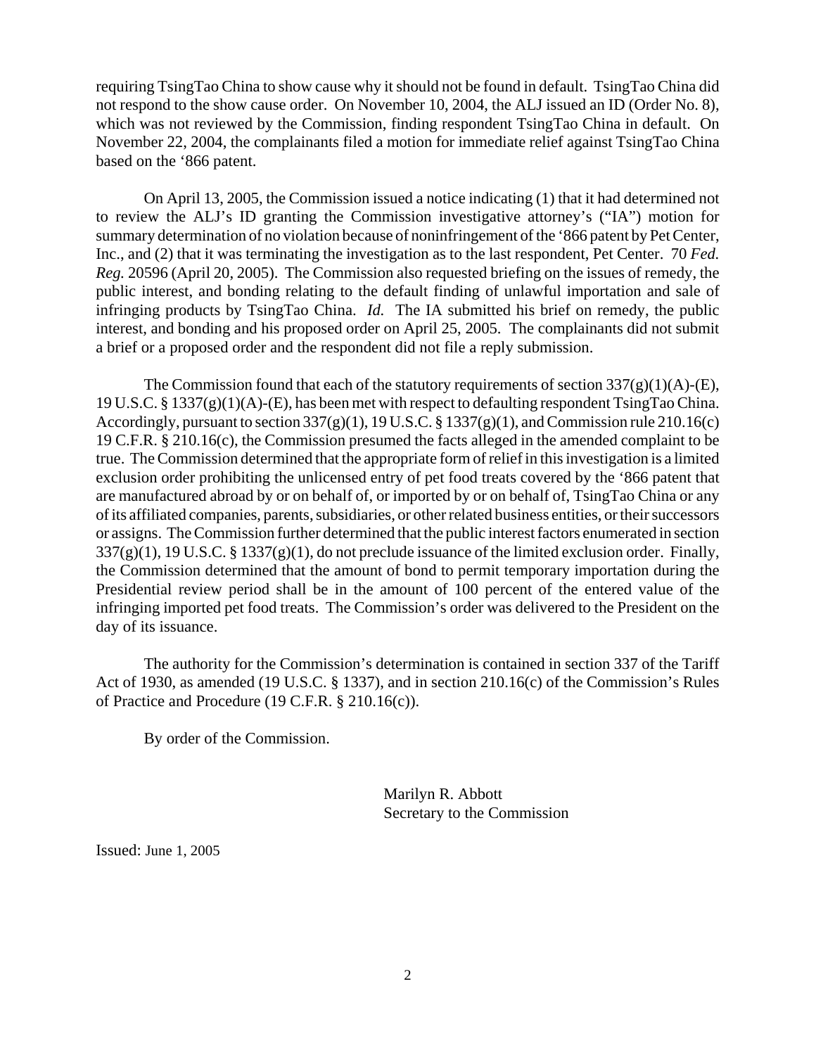requiring TsingTao China to show cause why it should not be found in default. TsingTao China did not respond to the show cause order. On November 10, 2004, the ALJ issued an ID (Order No. 8), which was not reviewed by the Commission, finding respondent TsingTao China in default. On November 22, 2004, the complainants filed a motion for immediate relief against TsingTao China based on the '866 patent.

On April 13, 2005, the Commission issued a notice indicating (1) that it had determined not to review the ALJ's ID granting the Commission investigative attorney's ("IA") motion for summary determination of no violation because of noninfringement of the '866 patent by Pet Center, Inc., and (2) that it was terminating the investigation as to the last respondent, Pet Center. 70 *Fed. Reg.* 20596 (April 20, 2005). The Commission also requested briefing on the issues of remedy, the public interest, and bonding relating to the default finding of unlawful importation and sale of infringing products by TsingTao China. *Id.* The IA submitted his brief on remedy, the public interest, and bonding and his proposed order on April 25, 2005. The complainants did not submit a brief or a proposed order and the respondent did not file a reply submission.

The Commission found that each of the statutory requirements of section 337(g)(1)(A)-(E), 19 U.S.C. § 1337(g)(1)(A)-(E), has been met with respect to defaulting respondent TsingTao China. Accordingly, pursuant to section 337(g)(1), 19 U.S.C. § 1337(g)(1), and Commission rule 210.16(c) 19 C.F.R. § 210.16(c), the Commission presumed the facts alleged in the amended complaint to be true. The Commission determined that the appropriate form of relief in this investigation is a limited exclusion order prohibiting the unlicensed entry of pet food treats covered by the '866 patent that are manufactured abroad by or on behalf of, or imported by or on behalf of, TsingTao China or any of its affiliated companies, parents, subsidiaries, or other related business entities, or their successors or assigns. The Commission further determined that the public interest factors enumerated in section 337(g)(1), 19 U.S.C. § 1337(g)(1), do not preclude issuance of the limited exclusion order. Finally, the Commission determined that the amount of bond to permit temporary importation during the Presidential review period shall be in the amount of 100 percent of the entered value of the infringing imported pet food treats. The Commission's order was delivered to the President on the day of its issuance.

The authority for the Commission's determination is contained in section 337 of the Tariff Act of 1930, as amended (19 U.S.C. § 1337), and in section 210.16(c) of the Commission's Rules of Practice and Procedure (19 C.F.R. § 210.16(c)).

By order of the Commission.

Marilyn R. Abbott
Secretary to the Commission

Issued: June 1, 2005